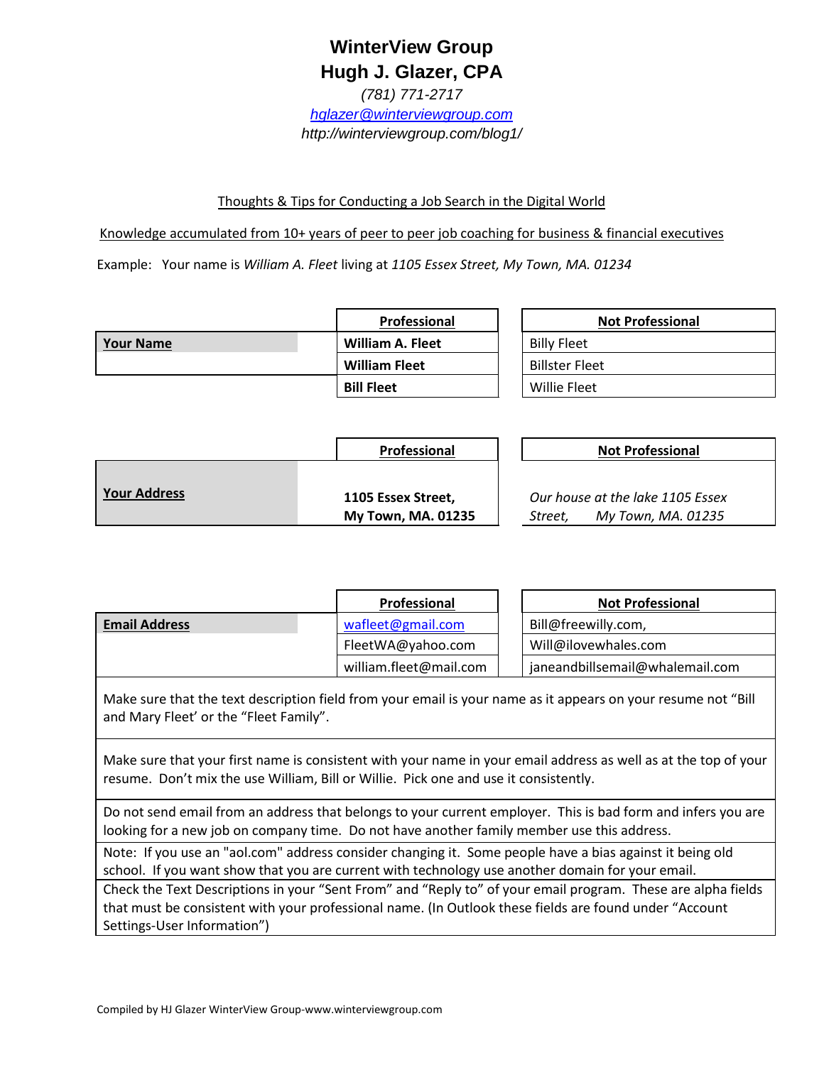# WinterView Group
## Hugh J. Glazer, CPA

*(781) 771-2717*

[hglazer@winterviewgroup.com](mailto:hglazer@winterviewgroup.com)

*http://winterviewgroup.com/blog1/*

Thoughts & Tips for Conducting a Job Search in the Digital World

Knowledge accumulated from 10+ years of peer to peer job coaching for business & financial executives

Example: Your name is *William A. Fleet* living at *1105 Essex Street, My Town, MA. 01234*

| | Professional | Not Professional |
|---|---|---|
| **Your Name** | **William A. Fleet** | Billy Fleet |
| | **William Fleet** | Billster Fleet |
| | **Bill Fleet** | Willie Fleet |

| | Professional | Not Professional |
|---|---|---|
| **Your Address** | **1105 Essex Street, My Town, MA. 01235** | *Our house at the lake 1105 Essex Street, My Town, MA. 01235* |

| | Professional | Not Professional |
|---|---|---|
| **Email Address** | wafleet@gmail.com | Bill@freewilly.com, |
| | FleetWA@yahoo.com | Will@ilovewhales.com |
| | william.fleet@mail.com | janeandbillsemail@whalemail.com |

Make sure that the text description field from your email is your name as it appears on your resume not "Bill and Mary Fleet' or the "Fleet Family".

Make sure that your first name is consistent with your name in your email address as well as at the top of your resume. Don't mix the use William, Bill or Willie. Pick one and use it consistently.

Do not send email from an address that belongs to your current employer. This is bad form and infers you are looking for a new job on company time. Do not have another family member use this address.

Note: If you use an "aol.com" address consider changing it. Some people have a bias against it being old school. If you want show that you are current with technology use another domain for your email.

Check the Text Descriptions in your "Sent From" and "Reply to" of your email program. These are alpha fields that must be consistent with your professional name. (In Outlook these fields are found under "Account Settings-User Information")

Compiled by HJ Glazer WinterView Group-www.winterviewgroup.com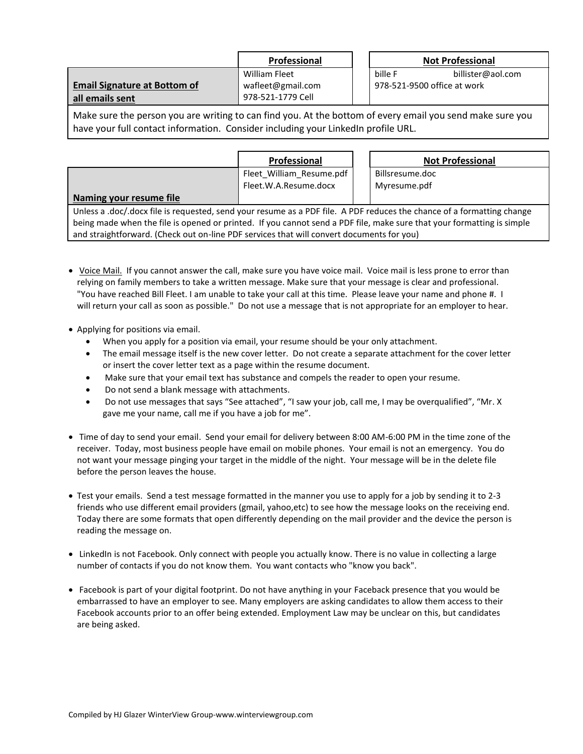| | Professional | Not Professional |
|---|---|---|
| **Email Signature at Bottom of all emails sent** | William Fleet<br>wafleet@gmail.com<br>978-521-1779 Cell | bille F billister@aol.com<br>978-521-9500 office at work |

Make sure the person you are writing to can find you. At the bottom of every email you send make sure you have your full contact information. Consider including your LinkedIn profile URL.

| | Professional | Not Professional |
|---|---|---|
| **Naming your resume file** | Fleet_William_Resume.pdf<br>Fleet.W.A.Resume.docx | Billsresume.doc<br>Myresume.pdf |

Unless a .doc/.docx file is requested, send your resume as a PDF file. A PDF reduces the chance of a formatting change being made when the file is opened or printed. If you cannot send a PDF file, make sure that your formatting is simple and straightforward. (Check out on-line PDF services that will convert documents for you)

- Voice Mail. If you cannot answer the call, make sure you have voice mail. Voice mail is less prone to error than relying on family members to take a written message. Make sure that your message is clear and professional. "You have reached Bill Fleet. I am unable to take your call at this time. Please leave your name and phone #. I will return your call as soon as possible." Do not use a message that is not appropriate for an employer to hear.

- Applying for positions via email.
  - When you apply for a position via email, your resume should be your only attachment.
  - The email message itself is the new cover letter. Do not create a separate attachment for the cover letter or insert the cover letter text as a page within the resume document.
  - Make sure that your email text has substance and compels the reader to open your resume.
  - Do not send a blank message with attachments.
  - Do not use messages that says "See attached", "I saw your job, call me, I may be overqualified", "Mr. X gave me your name, call me if you have a job for me".

- Time of day to send your email. Send your email for delivery between 8:00 AM-6:00 PM in the time zone of the receiver. Today, most business people have email on mobile phones. Your email is not an emergency. You do not want your message pinging your target in the middle of the night. Your message will be in the delete file before the person leaves the house.

- Test your emails. Send a test message formatted in the manner you use to apply for a job by sending it to 2-3 friends who use different email providers (gmail, yahoo,etc) to see how the message looks on the receiving end. Today there are some formats that open differently depending on the mail provider and the device the person is reading the message on.

- LinkedIn is not Facebook. Only connect with people you actually know. There is no value in collecting a large number of contacts if you do not know them. You want contacts who "know you back".

- Facebook is part of your digital footprint. Do not have anything in your Faceback presence that you would be embarrassed to have an employer to see. Many employers are asking candidates to allow them access to their Facebook accounts prior to an offer being extended. Employment Law may be unclear on this, but candidates are being asked.

Compiled by HJ Glazer WinterView Group-www.winterviewgroup.com